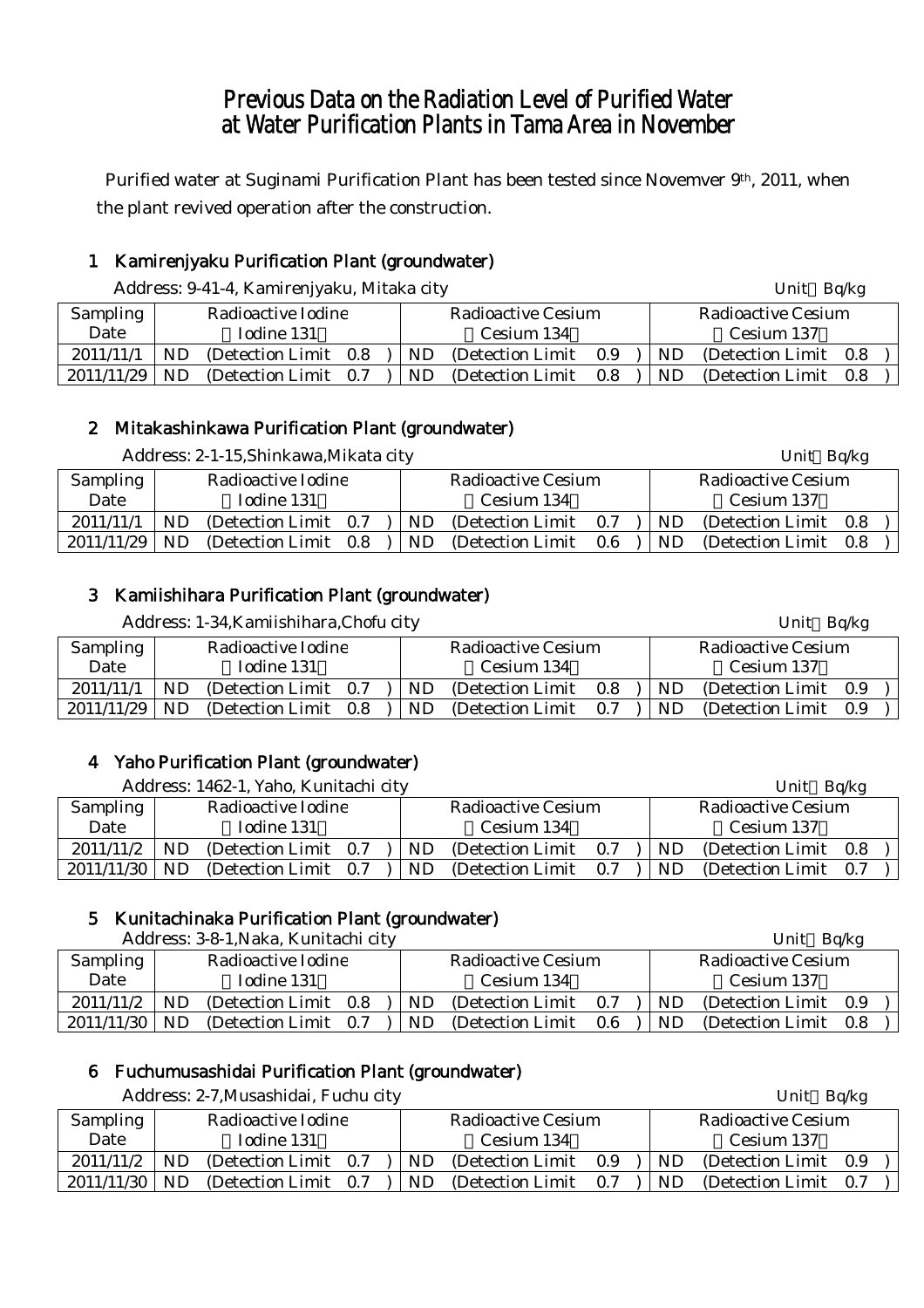# Previous Data on the Radiation Level of Purified Water at Water Purification Plants in Tama Area in November

Purified water at Suginami Purification Plant has been tested since Novemver 9th, 2011, when the plant revived operation after the construction.

## 1 Kamirenjyaku Purification Plant (groundwater)

Address: 9-41-4, Kamirenjyaku, Mitaka city

Unit Bq/kg

| Sampling Date | Radioactive Iodine (Iodine 131) | Radioactive Cesium (Cesium 134) | Radioactive Cesium (Cesium 137) |
|---|---|---|---|
| 2011/11/1 | ND (Detection Limit 0.8 ) | ND (Detection Limit 0.9 ) | ND (Detection Limit 0.8 ) |
| 2011/11/29 | ND (Detection Limit 0.7 ) | ND (Detection Limit 0.8 ) | ND (Detection Limit 0.8 ) |

## 2 Mitakashinkawa Purification Plant (groundwater)

Address: 2-1-15,Shinkawa,Mikata city

Unit Bq/kg

| Sampling Date | Radioactive Iodine (Iodine 131) | Radioactive Cesium (Cesium 134) | Radioactive Cesium (Cesium 137) |
|---|---|---|---|
| 2011/11/1 | ND (Detection Limit 0.7 ) | ND (Detection Limit 0.7 ) | ND (Detection Limit 0.8 ) |
| 2011/11/29 | ND (Detection Limit 0.8 ) | ND (Detection Limit 0.6 ) | ND (Detection Limit 0.8 ) |

## 3 Kamiishihara Purification Plant (groundwater)

Address: 1-34,Kamiishihara,Chofu city

Unit Bq/kg

| Sampling Date | Radioactive Iodine (Iodine 131) | Radioactive Cesium (Cesium 134) | Radioactive Cesium (Cesium 137) |
|---|---|---|---|
| 2011/11/1 | ND (Detection Limit 0.7 ) | ND (Detection Limit 0.8 ) | ND (Detection Limit 0.9 ) |
| 2011/11/29 | ND (Detection Limit 0.8 ) | ND (Detection Limit 0.7 ) | ND (Detection Limit 0.9 ) |

## 4 Yaho Purification Plant (groundwater)

Address: 1462-1, Yaho, Kunitachi city

Unit Bq/kg

| Sampling Date | Radioactive Iodine (Iodine 131) | Radioactive Cesium (Cesium 134) | Radioactive Cesium (Cesium 137) |
|---|---|---|---|
| 2011/11/2 | ND (Detection Limit 0.7 ) | ND (Detection Limit 0.7 ) | ND (Detection Limit 0.8 ) |
| 2011/11/30 | ND (Detection Limit 0.7 ) | ND (Detection Limit 0.7 ) | ND (Detection Limit 0.7 ) |

## 5 Kunitachinaka Purification Plant (groundwater)

Address: 3-8-1,Naka, Kunitachi city

Unit Bq/kg

| Sampling Date | Radioactive Iodine (Iodine 131) | Radioactive Cesium (Cesium 134) | Radioactive Cesium (Cesium 137) |
|---|---|---|---|
| 2011/11/2 | ND (Detection Limit 0.8 ) | ND (Detection Limit 0.7 ) | ND (Detection Limit 0.9 ) |
| 2011/11/30 | ND (Detection Limit 0.7 ) | ND (Detection Limit 0.6 ) | ND (Detection Limit 0.8 ) |

## 6 Fuchumusashidai Purification Plant (groundwater)

Address: 2-7,Musashidai, Fuchu city

Unit Bq/kg

| Sampling Date | Radioactive Iodine (Iodine 131) | Radioactive Cesium (Cesium 134) | Radioactive Cesium (Cesium 137) |
|---|---|---|---|
| 2011/11/2 | ND (Detection Limit 0.7 ) | ND (Detection Limit 0.9 ) | ND (Detection Limit 0.9 ) |
| 2011/11/30 | ND (Detection Limit 0.7 ) | ND (Detection Limit 0.7 ) | ND (Detection Limit 0.7 ) |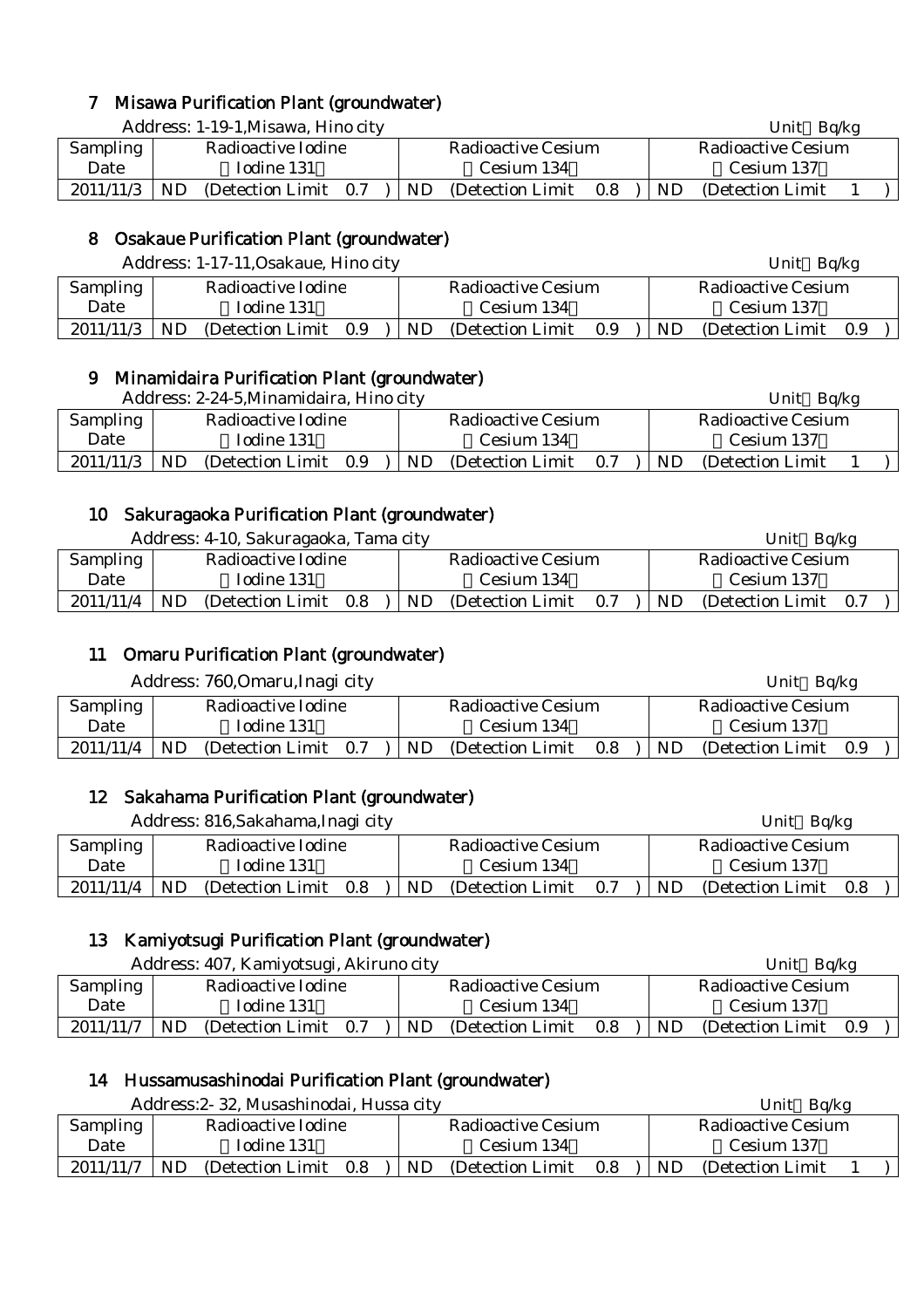## 7 Misawa Purification Plant (groundwater)

Address: 1-19-1,Misawa, Hino city

Unit：Bq/kg

| Sampling Date | Radioactive Iodine （Iodine 131） | Radioactive Cesium （Cesium 134） | Radioactive Cesium （Cesium 137） |
|---|---|---|---|
| 2011/11/3 | ND (Detection Limit 0.7 ) | ND (Detection Limit 0.8 ) | ND (Detection Limit 1 ) |

## 8 Osakaue Purification Plant (groundwater)

Address: 1-17-11,Osakaue, Hino city

Unit：Bq/kg

| Sampling Date | Radioactive Iodine （Iodine 131） | Radioactive Cesium （Cesium 134） | Radioactive Cesium （Cesium 137） |
|---|---|---|---|
| 2011/11/3 | ND (Detection Limit 0.9 ) | ND (Detection Limit 0.9 ) | ND (Detection Limit 0.9 ) |

## 9 Minamidaira Purification Plant (groundwater)

Address: 2-24-5,Minamidaira, Hino city

Unit：Bq/kg

| Sampling Date | Radioactive Iodine （Iodine 131） | Radioactive Cesium （Cesium 134） | Radioactive Cesium （Cesium 137） |
|---|---|---|---|
| 2011/11/3 | ND (Detection Limit 0.9 ) | ND (Detection Limit 0.7 ) | ND (Detection Limit 1 ) |

## 10 Sakuragaoka Purification Plant (groundwater)

Address: 4-10, Sakuragaoka, Tama city

Unit：Bq/kg

| Sampling Date | Radioactive Iodine （Iodine 131） | Radioactive Cesium （Cesium 134） | Radioactive Cesium （Cesium 137） |
|---|---|---|---|
| 2011/11/4 | ND (Detection Limit 0.8 ) | ND (Detection Limit 0.7 ) | ND (Detection Limit 0.7 ) |

## 11 Omaru Purification Plant (groundwater)

Address: 760,Omaru,Inagi city

Unit：Bq/kg

| Sampling Date | Radioactive Iodine （Iodine 131） | Radioactive Cesium （Cesium 134） | Radioactive Cesium （Cesium 137） |
|---|---|---|---|
| 2011/11/4 | ND (Detection Limit 0.7 ) | ND (Detection Limit 0.8 ) | ND (Detection Limit 0.9 ) |

## 12 Sakahama Purification Plant (groundwater)

Address: 816,Sakahama,Inagi city

Unit：Bq/kg

| Sampling Date | Radioactive Iodine （Iodine 131） | Radioactive Cesium （Cesium 134） | Radioactive Cesium （Cesium 137） |
|---|---|---|---|
| 2011/11/4 | ND (Detection Limit 0.8 ) | ND (Detection Limit 0.7 ) | ND (Detection Limit 0.8 ) |

## 13 Kamiyotsugi Purification Plant (groundwater)

Address: 407, Kamiyotsugi, Akiruno city

Unit：Bq/kg

| Sampling Date | Radioactive Iodine （Iodine 131） | Radioactive Cesium （Cesium 134） | Radioactive Cesium （Cesium 137） |
|---|---|---|---|
| 2011/11/7 | ND (Detection Limit 0.7 ) | ND (Detection Limit 0.8 ) | ND (Detection Limit 0.9 ) |

## 14 Hussamusashinodai Purification Plant (groundwater)

Address:2- 32, Musashinodai, Hussa city

Unit：Bq/kg

| Sampling Date | Radioactive Iodine （Iodine 131） | Radioactive Cesium （Cesium 134） | Radioactive Cesium （Cesium 137） |
|---|---|---|---|
| 2011/11/7 | ND (Detection Limit 0.8 ) | ND (Detection Limit 0.8 ) | ND (Detection Limit 1 ) |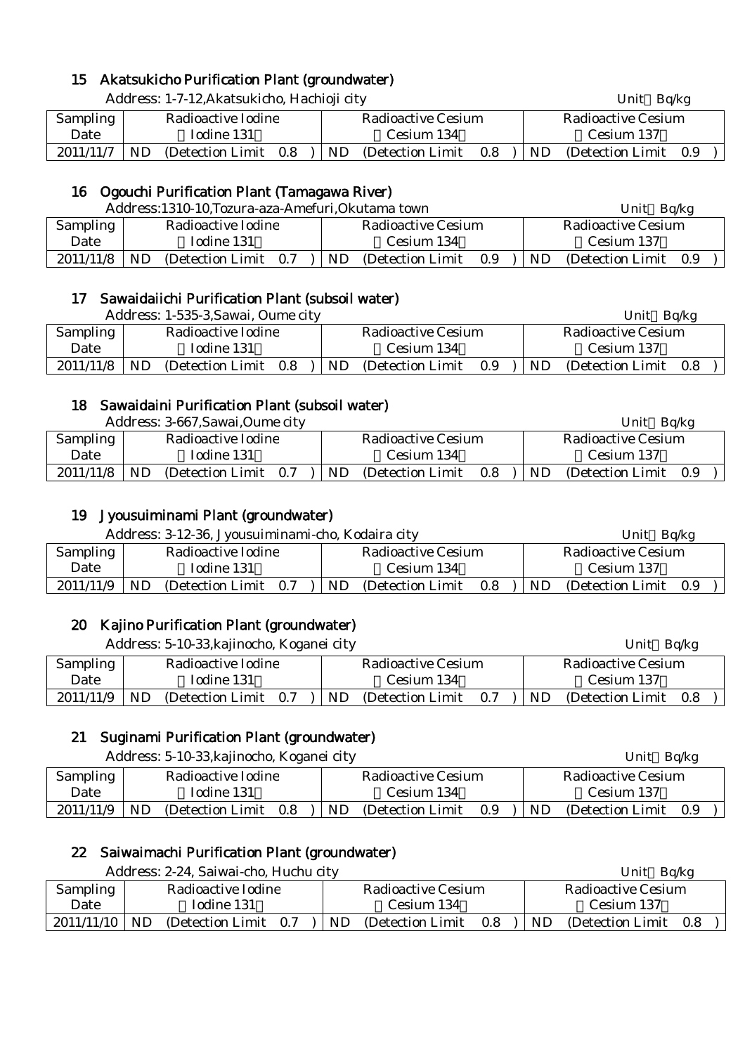## 15 Akatsukicho Purification Plant (groundwater)

Address: 1-7-12,Akatsukicho, Hachioji city

Unit：Bq/kg

| Sampling Date | Radioactive Iodine （Iodine 131） | Radioactive Cesium （Cesium 134） | Radioactive Cesium （Cesium 137） |
|---|---|---|---|
| 2011/11/7 | ND (Detection Limit 0.8 ) | ND (Detection Limit 0.8 ) | ND (Detection Limit 0.9 ) |

## 16 Ogouchi Purification Plant (Tamagawa River)

Address:1310-10,Tozura-aza-Amefuri,Okutama town

Unit：Bq/kg

| Sampling Date | Radioactive Iodine （Iodine 131） | Radioactive Cesium （Cesium 134） | Radioactive Cesium （Cesium 137） |
|---|---|---|---|
| 2011/11/8 | ND (Detection Limit 0.7 ) | ND (Detection Limit 0.9 ) | ND (Detection Limit 0.9 ) |

## 17 Sawaidaiichi Purification Plant (subsoil water)

Address: 1-535-3,Sawai, Oume city

Unit：Bq/kg

| Sampling Date | Radioactive Iodine （Iodine 131） | Radioactive Cesium （Cesium 134） | Radioactive Cesium （Cesium 137） |
|---|---|---|---|
| 2011/11/8 | ND (Detection Limit 0.8 ) | ND (Detection Limit 0.9 ) | ND (Detection Limit 0.8 ) |

## 18 Sawaidaini Purification Plant (subsoil water)

Address: 3-667,Sawai,Oume city

Unit：Bq/kg

| Sampling Date | Radioactive Iodine （Iodine 131） | Radioactive Cesium （Cesium 134） | Radioactive Cesium （Cesium 137） |
|---|---|---|---|
| 2011/11/8 | ND (Detection Limit 0.7 ) | ND (Detection Limit 0.8 ) | ND (Detection Limit 0.9 ) |

## 19 Jyousuiminami Plant (groundwater)

Address: 3-12-36, Jyousuiminami-cho, Kodaira city

Unit：Bq/kg

| Sampling Date | Radioactive Iodine （Iodine 131） | Radioactive Cesium （Cesium 134） | Radioactive Cesium （Cesium 137） |
|---|---|---|---|
| 2011/11/9 | ND (Detection Limit 0.7 ) | ND (Detection Limit 0.8 ) | ND (Detection Limit 0.9 ) |

## 20 Kajino Purification Plant (groundwater)

Address: 5-10-33,kajinocho, Koganei city

Unit：Bq/kg

| Sampling Date | Radioactive Iodine （Iodine 131） | Radioactive Cesium （Cesium 134） | Radioactive Cesium （Cesium 137） |
|---|---|---|---|
| 2011/11/9 | ND (Detection Limit 0.7 ) | ND (Detection Limit 0.7 ) | ND (Detection Limit 0.8 ) |

## 21 Suginami Purification Plant (groundwater)

Address: 5-10-33,kajinocho, Koganei city

Unit：Bq/kg

| Sampling Date | Radioactive Iodine （Iodine 131） | Radioactive Cesium （Cesium 134） | Radioactive Cesium （Cesium 137） |
|---|---|---|---|
| 2011/11/9 | ND (Detection Limit 0.8 ) | ND (Detection Limit 0.9 ) | ND (Detection Limit 0.9 ) |

## 22 Saiwaimachi Purification Plant (groundwater)

Address: 2-24, Saiwai-cho, Huchu city

Unit：Bq/kg

| Sampling Date | Radioactive Iodine （Iodine 131） | Radioactive Cesium （Cesium 134） | Radioactive Cesium （Cesium 137） |
|---|---|---|---|
| 2011/11/10 | ND (Detection Limit 0.7 ) | ND (Detection Limit 0.8 ) | ND (Detection Limit 0.8 ) |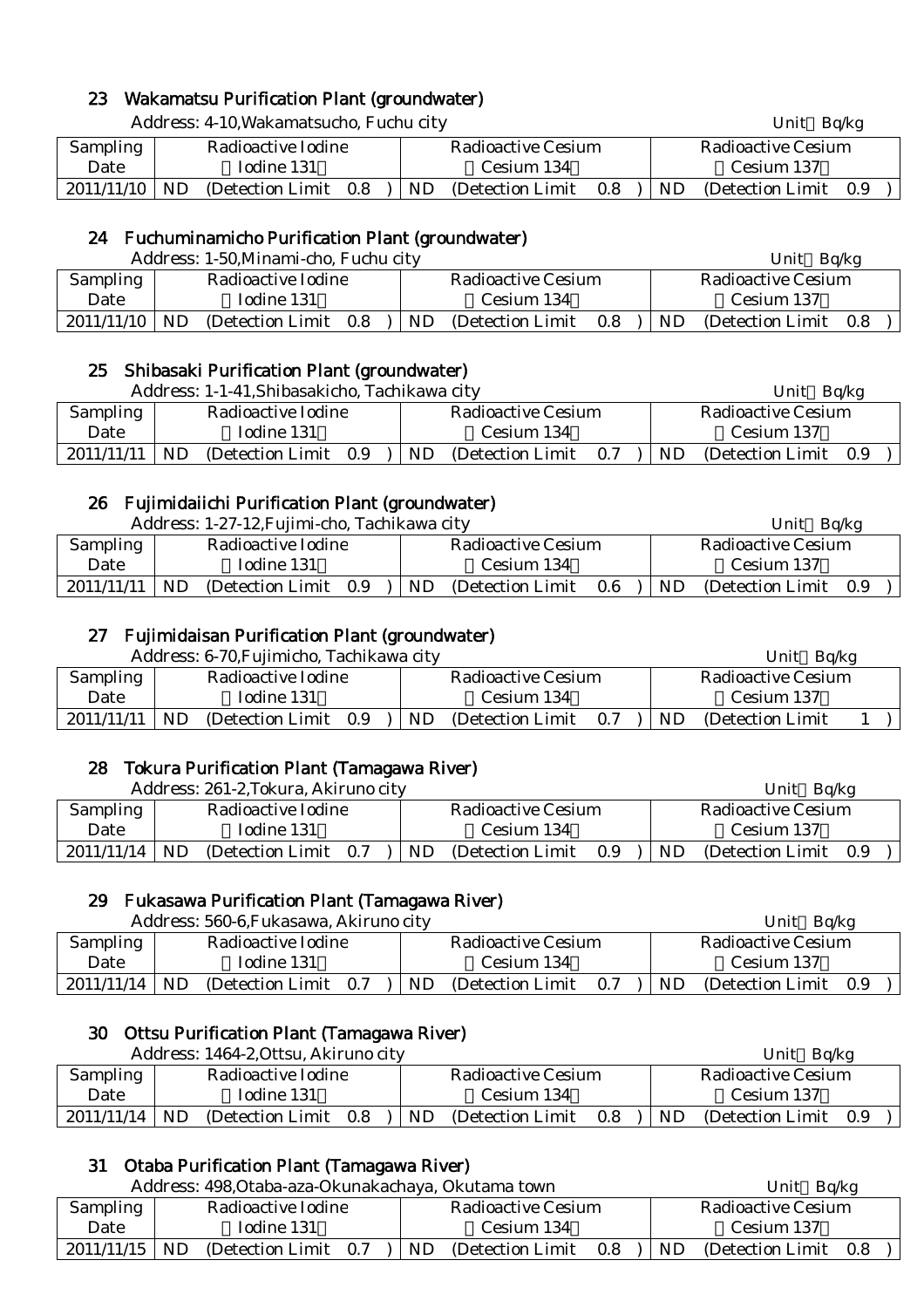## 23 Wakamatsu Purification Plant (groundwater)

Address: 4-10,Wakamatsucho, Fuchu city

Unit：Bq/kg

| Sampling Date | Radioactive Iodine （Iodine 131） | Radioactive Cesium （Cesium 134） | Radioactive Cesium （Cesium 137） |
|---|---|---|---|
| 2011/11/10 | ND (Detection Limit 0.8 ) | ND (Detection Limit 0.8 ) | ND (Detection Limit 0.9 ) |

## 24 Fuchuminamicho Purification Plant (groundwater)

Address: 1-50,Minami-cho, Fuchu city

Unit：Bq/kg

| Sampling Date | Radioactive Iodine （Iodine 131） | Radioactive Cesium （Cesium 134） | Radioactive Cesium （Cesium 137） |
|---|---|---|---|
| 2011/11/10 | ND (Detection Limit 0.8 ) | ND (Detection Limit 0.8 ) | ND (Detection Limit 0.8 ) |

## 25 Shibasaki Purification Plant (groundwater)

Address: 1-1-41,Shibasakicho, Tachikawa city

Unit：Bq/kg

| Sampling Date | Radioactive Iodine （Iodine 131） | Radioactive Cesium （Cesium 134） | Radioactive Cesium （Cesium 137） |
|---|---|---|---|
| 2011/11/11 | ND (Detection Limit 0.9 ) | ND (Detection Limit 0.7 ) | ND (Detection Limit 0.9 ) |

## 26 Fujimidaiichi Purification Plant (groundwater)

Address: 1-27-12,Fujimi-cho, Tachikawa city

Unit：Bq/kg

| Sampling Date | Radioactive Iodine （Iodine 131） | Radioactive Cesium （Cesium 134） | Radioactive Cesium （Cesium 137） |
|---|---|---|---|
| 2011/11/11 | ND (Detection Limit 0.9 ) | ND (Detection Limit 0.6 ) | ND (Detection Limit 0.9 ) |

## 27 Fujimidaisan Purification Plant (groundwater)

Address: 6-70,Fujimicho, Tachikawa city

Unit：Bq/kg

| Sampling Date | Radioactive Iodine （Iodine 131） | Radioactive Cesium （Cesium 134） | Radioactive Cesium （Cesium 137） |
|---|---|---|---|
| 2011/11/11 | ND (Detection Limit 0.9 ) | ND (Detection Limit 0.7 ) | ND (Detection Limit 1 ) |

## 28 Tokura Purification Plant (Tamagawa River)

Address: 261-2,Tokura, Akiruno city

Unit：Bq/kg

| Sampling Date | Radioactive Iodine （Iodine 131） | Radioactive Cesium （Cesium 134） | Radioactive Cesium （Cesium 137） |
|---|---|---|---|
| 2011/11/14 | ND (Detection Limit 0.7 ) | ND (Detection Limit 0.9 ) | ND (Detection Limit 0.9 ) |

## 29 Fukasawa Purification Plant (Tamagawa River)

Address: 560-6,Fukasawa, Akiruno city

Unit：Bq/kg

| Sampling Date | Radioactive Iodine （Iodine 131） | Radioactive Cesium （Cesium 134） | Radioactive Cesium （Cesium 137） |
|---|---|---|---|
| 2011/11/14 | ND (Detection Limit 0.7 ) | ND (Detection Limit 0.7 ) | ND (Detection Limit 0.9 ) |

## 30 Ottsu Purification Plant (Tamagawa River)

Address: 1464-2,Ottsu, Akiruno city

Unit：Bq/kg

| Sampling Date | Radioactive Iodine （Iodine 131） | Radioactive Cesium （Cesium 134） | Radioactive Cesium （Cesium 137） |
|---|---|---|---|
| 2011/11/14 | ND (Detection Limit 0.8 ) | ND (Detection Limit 0.8 ) | ND (Detection Limit 0.9 ) |

## 31 Otaba Purification Plant (Tamagawa River)

Address: 498,Otaba-aza-Okunakachaya, Okutama town

Unit：Bq/kg

| Sampling Date | Radioactive Iodine （Iodine 131） | Radioactive Cesium （Cesium 134） | Radioactive Cesium （Cesium 137） |
|---|---|---|---|
| 2011/11/15 | ND (Detection Limit 0.7 ) | ND (Detection Limit 0.8 ) | ND (Detection Limit 0.8 ) |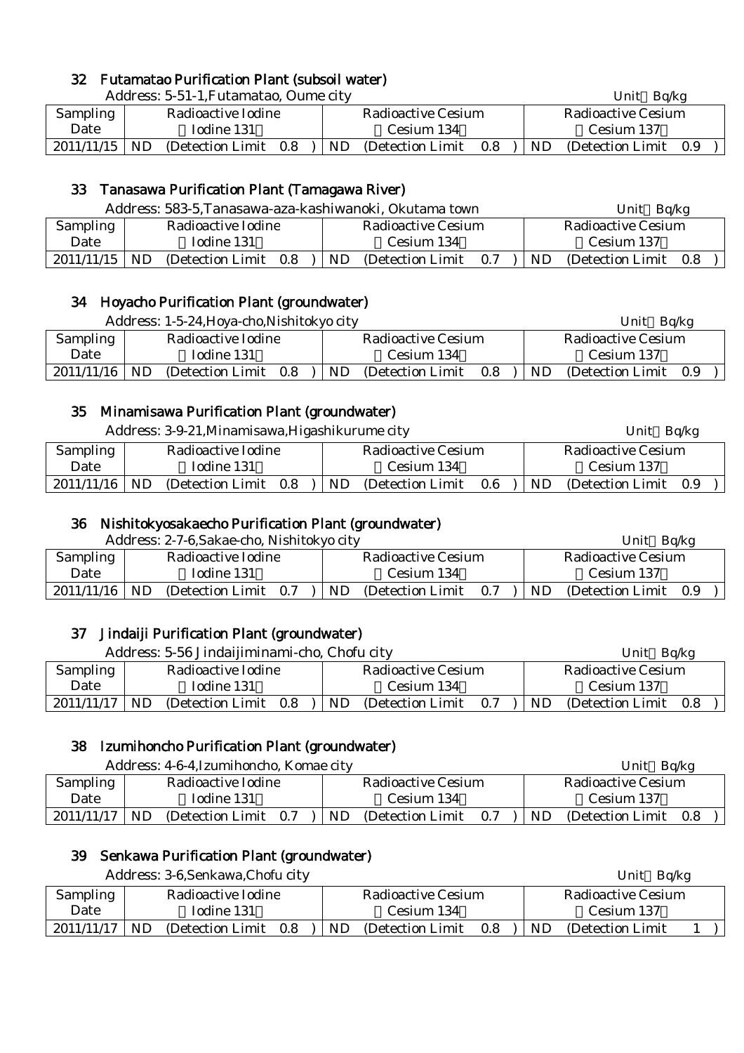## 32 Futamatao Purification Plant (subsoil water)

Address: 5-51-1,Futamatao, Oume city

Unit Bq/kg

| Sampling Date | Radioactive Iodine (Iodine 131) | Radioactive Cesium (Cesium 134) | Radioactive Cesium (Cesium 137) |
|---|---|---|---|
| 2011/11/15 | ND (Detection Limit 0.8 ) | ND (Detection Limit 0.8 ) | ND (Detection Limit 0.9 ) |

## 33 Tanasawa Purification Plant (Tamagawa River)

Address: 583-5,Tanasawa-aza-kashiwanoki, Okutama town

Unit Bq/kg

| Sampling Date | Radioactive Iodine (Iodine 131) | Radioactive Cesium (Cesium 134) | Radioactive Cesium (Cesium 137) |
|---|---|---|---|
| 2011/11/15 | ND (Detection Limit 0.8 ) | ND (Detection Limit 0.7 ) | ND (Detection Limit 0.8 ) |

## 34 Hoyacho Purification Plant (groundwater)

Address: 1-5-24,Hoya-cho,Nishitokyo city

Unit Bq/kg

| Sampling Date | Radioactive Iodine (Iodine 131) | Radioactive Cesium (Cesium 134) | Radioactive Cesium (Cesium 137) |
|---|---|---|---|
| 2011/11/16 | ND (Detection Limit 0.8 ) | ND (Detection Limit 0.8 ) | ND (Detection Limit 0.9 ) |

## 35 Minamisawa Purification Plant (groundwater)

Address: 3-9-21,Minamisawa,Higashikurume city

Unit Bq/kg

| Sampling Date | Radioactive Iodine (Iodine 131) | Radioactive Cesium (Cesium 134) | Radioactive Cesium (Cesium 137) |
|---|---|---|---|
| 2011/11/16 | ND (Detection Limit 0.8 ) | ND (Detection Limit 0.6 ) | ND (Detection Limit 0.9 ) |

## 36 Nishitokyosakaecho Purification Plant (groundwater)

Address: 2-7-6,Sakae-cho, Nishitokyo city

Unit Bq/kg

| Sampling Date | Radioactive Iodine (Iodine 131) | Radioactive Cesium (Cesium 134) | Radioactive Cesium (Cesium 137) |
|---|---|---|---|
| 2011/11/16 | ND (Detection Limit 0.7 ) | ND (Detection Limit 0.7 ) | ND (Detection Limit 0.9 ) |

## 37 Jindaiji Purification Plant (groundwater)

Address: 5-56 Jindaijiminami-cho, Chofu city

Unit Bq/kg

| Sampling Date | Radioactive Iodine (Iodine 131) | Radioactive Cesium (Cesium 134) | Radioactive Cesium (Cesium 137) |
|---|---|---|---|
| 2011/11/17 | ND (Detection Limit 0.8 ) | ND (Detection Limit 0.7 ) | ND (Detection Limit 0.8 ) |

## 38 Izumihoncho Purification Plant (groundwater)

Address: 4-6-4,Izumihoncho, Komae city

Unit Bq/kg

| Sampling Date | Radioactive Iodine (Iodine 131) | Radioactive Cesium (Cesium 134) | Radioactive Cesium (Cesium 137) |
|---|---|---|---|
| 2011/11/17 | ND (Detection Limit 0.7 ) | ND (Detection Limit 0.7 ) | ND (Detection Limit 0.8 ) |

## 39 Senkawa Purification Plant (groundwater)

Address: 3-6,Senkawa,Chofu city

Unit Bq/kg

| Sampling Date | Radioactive Iodine (Iodine 131) | Radioactive Cesium (Cesium 134) | Radioactive Cesium (Cesium 137) |
|---|---|---|---|
| 2011/11/17 | ND (Detection Limit 0.8 ) | ND (Detection Limit 0.8 ) | ND (Detection Limit 1 ) |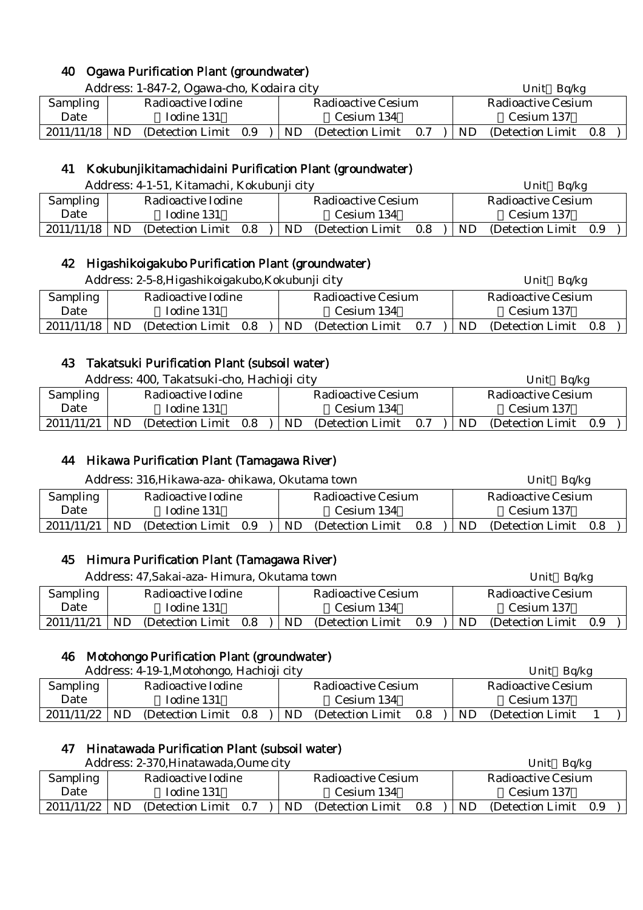## 40 Ogawa Purification Plant (groundwater)

Address: 1-847-2, Ogawa-cho, Kodaira city Unit：Bq/kg

| Sampling Date | Radioactive Iodine （Iodine 131） | Radioactive Cesium （Cesium 134） | Radioactive Cesium （Cesium 137） |
|---|---|---|---|
| 2011/11/18 | ND (Detection Limit 0.9 ) | ND (Detection Limit 0.7 ) | ND (Detection Limit 0.8 ) |

## 41 Kokubunjikitamachidaini Purification Plant (groundwater)

Address: 4-1-51, Kitamachi, Kokubunji city Unit：Bq/kg

| Sampling Date | Radioactive Iodine （Iodine 131） | Radioactive Cesium （Cesium 134） | Radioactive Cesium （Cesium 137） |
|---|---|---|---|
| 2011/11/18 | ND (Detection Limit 0.8 ) | ND (Detection Limit 0.8 ) | ND (Detection Limit 0.9 ) |

## 42 Higashikoigakubo Purification Plant (groundwater)

Address: 2-5-8,Higashikoigakubo,Kokubunji city Unit：Bq/kg

| Sampling Date | Radioactive Iodine （Iodine 131） | Radioactive Cesium （Cesium 134） | Radioactive Cesium （Cesium 137） |
|---|---|---|---|
| 2011/11/18 | ND (Detection Limit 0.8 ) | ND (Detection Limit 0.7 ) | ND (Detection Limit 0.8 ) |

## 43 Takatsuki Purification Plant (subsoil water)

Address: 400, Takatsuki-cho, Hachioji city Unit：Bq/kg

| Sampling Date | Radioactive Iodine （Iodine 131） | Radioactive Cesium （Cesium 134） | Radioactive Cesium （Cesium 137） |
|---|---|---|---|
| 2011/11/21 | ND (Detection Limit 0.8 ) | ND (Detection Limit 0.7 ) | ND (Detection Limit 0.9 ) |

## 44 Hikawa Purification Plant (Tamagawa River)

Address: 316,Hikawa-aza- ohikawa, Okutama town Unit：Bq/kg

| Sampling Date | Radioactive Iodine （Iodine 131） | Radioactive Cesium （Cesium 134） | Radioactive Cesium （Cesium 137） |
|---|---|---|---|
| 2011/11/21 | ND (Detection Limit 0.9 ) | ND (Detection Limit 0.8 ) | ND (Detection Limit 0.8 ) |

## 45 Himura Purification Plant (Tamagawa River)

Address: 47,Sakai-aza- Himura, Okutama town Unit：Bq/kg

| Sampling Date | Radioactive Iodine （Iodine 131） | Radioactive Cesium （Cesium 134） | Radioactive Cesium （Cesium 137） |
|---|---|---|---|
| 2011/11/21 | ND (Detection Limit 0.8 ) | ND (Detection Limit 0.9 ) | ND (Detection Limit 0.9 ) |

## 46 Motohongo Purification Plant (groundwater)

Address: 4-19-1,Motohongo, Hachioji city Unit：Bq/kg

| Sampling Date | Radioactive Iodine （Iodine 131） | Radioactive Cesium （Cesium 134） | Radioactive Cesium （Cesium 137） |
|---|---|---|---|
| 2011/11/22 | ND (Detection Limit 0.8 ) | ND (Detection Limit 0.8 ) | ND (Detection Limit 1 ) |

## 47 Hinatawada Purification Plant (subsoil water)

Address: 2-370,Hinatawada,Oume city Unit：Bq/kg

| Sampling Date | Radioactive Iodine （Iodine 131） | Radioactive Cesium （Cesium 134） | Radioactive Cesium （Cesium 137） |
|---|---|---|---|
| 2011/11/22 | ND (Detection Limit 0.7 ) | ND (Detection Limit 0.8 ) | ND (Detection Limit 0.9 ) |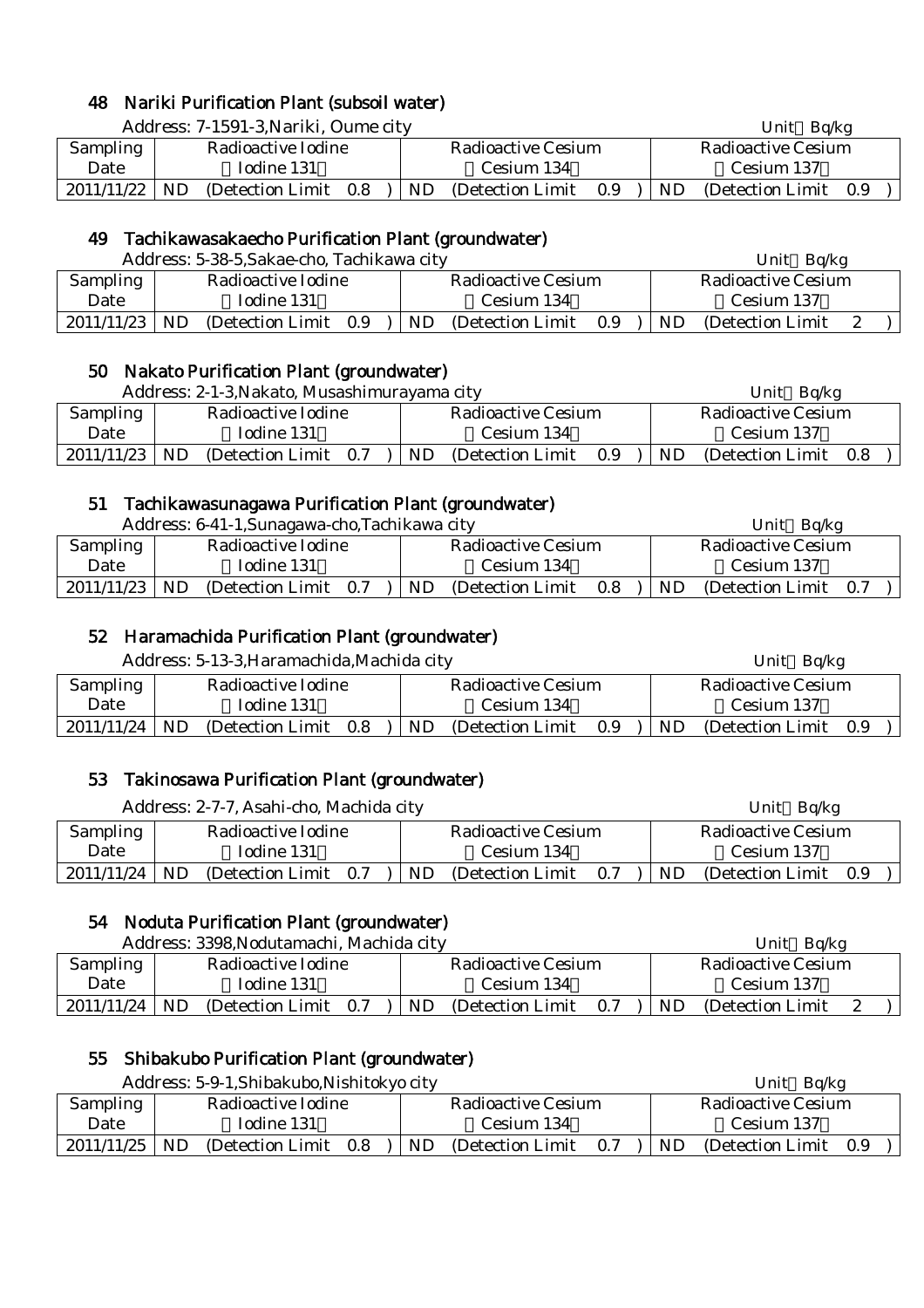## 48 Nariki Purification Plant (subsoil water)

Address: 7-1591-3,Nariki, Oume city　　Unit：Bq/kg

| Sampling Date | Radioactive Iodine (Iodine 131) | Radioactive Cesium (Cesium 134) | Radioactive Cesium (Cesium 137) |
|---|---|---|---|
| 2011/11/22 | ND (Detection Limit 0.8 ) | ND (Detection Limit 0.9 ) | ND (Detection Limit 0.9 ) |

## 49 Tachikawasakaecho Purification Plant (groundwater)

Address: 5-38-5,Sakae-cho, Tachikawa city　　Unit：Bq/kg

| Sampling Date | Radioactive Iodine (Iodine 131) | Radioactive Cesium (Cesium 134) | Radioactive Cesium (Cesium 137) |
|---|---|---|---|
| 2011/11/23 | ND (Detection Limit 0.9 ) | ND (Detection Limit 0.9 ) | ND (Detection Limit 2 ) |

## 50 Nakato Purification Plant (groundwater)

Address: 2-1-3,Nakato, Musashimurayama city　　Unit：Bq/kg

| Sampling Date | Radioactive Iodine (Iodine 131) | Radioactive Cesium (Cesium 134) | Radioactive Cesium (Cesium 137) |
|---|---|---|---|
| 2011/11/23 | ND (Detection Limit 0.7 ) | ND (Detection Limit 0.9 ) | ND (Detection Limit 0.8 ) |

## 51 Tachikawasunagawa Purification Plant (groundwater)

Address: 6-41-1,Sunagawa-cho,Tachikawa city　　Unit：Bq/kg

| Sampling Date | Radioactive Iodine (Iodine 131) | Radioactive Cesium (Cesium 134) | Radioactive Cesium (Cesium 137) |
|---|---|---|---|
| 2011/11/23 | ND (Detection Limit 0.7 ) | ND (Detection Limit 0.8 ) | ND (Detection Limit 0.7 ) |

## 52 Haramachida Purification Plant (groundwater)

Address: 5-13-3,Haramachida,Machida city　　Unit：Bq/kg

| Sampling Date | Radioactive Iodine (Iodine 131) | Radioactive Cesium (Cesium 134) | Radioactive Cesium (Cesium 137) |
|---|---|---|---|
| 2011/11/24 | ND (Detection Limit 0.8 ) | ND (Detection Limit 0.9 ) | ND (Detection Limit 0.9 ) |

## 53 Takinosawa Purification Plant (groundwater)

Address: 2-7-7, Asahi-cho, Machida city　　Unit：Bq/kg

| Sampling Date | Radioactive Iodine (Iodine 131) | Radioactive Cesium (Cesium 134) | Radioactive Cesium (Cesium 137) |
|---|---|---|---|
| 2011/11/24 | ND (Detection Limit 0.7 ) | ND (Detection Limit 0.7 ) | ND (Detection Limit 0.9 ) |

## 54 Noduta Purification Plant (groundwater)

Address: 3398,Nodutamachi, Machida city　　Unit：Bq/kg

| Sampling Date | Radioactive Iodine (Iodine 131) | Radioactive Cesium (Cesium 134) | Radioactive Cesium (Cesium 137) |
|---|---|---|---|
| 2011/11/24 | ND (Detection Limit 0.7 ) | ND (Detection Limit 0.7 ) | ND (Detection Limit 2 ) |

## 55 Shibakubo Purification Plant (groundwater)

Address: 5-9-1,Shibakubo,Nishitokyo city　　Unit：Bq/kg

| Sampling Date | Radioactive Iodine (Iodine 131) | Radioactive Cesium (Cesium 134) | Radioactive Cesium (Cesium 137) |
|---|---|---|---|
| 2011/11/25 | ND (Detection Limit 0.8 ) | ND (Detection Limit 0.7 ) | ND (Detection Limit 0.9 ) |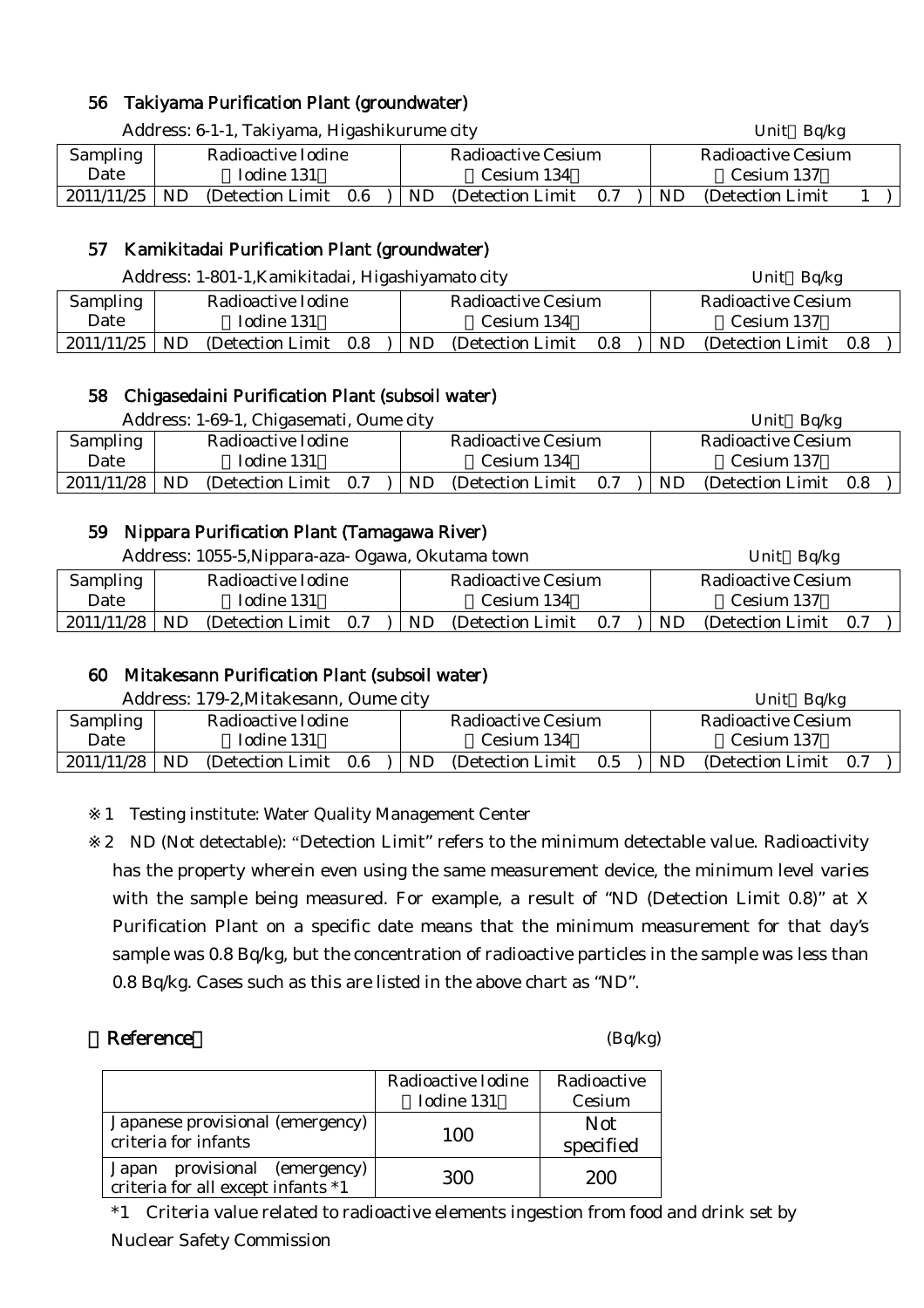## 56 Takiyama Purification Plant (groundwater)

Address: 6-1-1, Takiyama, Higashikurume city Unit：Bq/kg

| Sampling Date | Radioactive Iodine (Iodine 131) | Radioactive Cesium (Cesium 134) | Radioactive Cesium (Cesium 137) |
|---|---|---|---|
| 2011/11/25 | ND (Detection Limit 0.6) | ND (Detection Limit 0.7) | ND (Detection Limit 1) |

## 57 Kamikitadai Purification Plant (groundwater)

Address: 1-801-1,Kamikitadai, Higashiyamato city Unit：Bq/kg

| Sampling Date | Radioactive Iodine (Iodine 131) | Radioactive Cesium (Cesium 134) | Radioactive Cesium (Cesium 137) |
|---|---|---|---|
| 2011/11/25 | ND (Detection Limit 0.8) | ND (Detection Limit 0.8) | ND (Detection Limit 0.8) |

## 58 Chigasedaini Purification Plant (subsoil water)

Address: 1-69-1, Chigasemati, Oume city Unit：Bq/kg

| Sampling Date | Radioactive Iodine (Iodine 131) | Radioactive Cesium (Cesium 134) | Radioactive Cesium (Cesium 137) |
|---|---|---|---|
| 2011/11/28 | ND (Detection Limit 0.7) | ND (Detection Limit 0.7) | ND (Detection Limit 0.8) |

## 59 Nippara Purification Plant (Tamagawa River)

Address: 1055-5,Nippara-aza- Ogawa, Okutama town Unit：Bq/kg

| Sampling Date | Radioactive Iodine (Iodine 131) | Radioactive Cesium (Cesium 134) | Radioactive Cesium (Cesium 137) |
|---|---|---|---|
| 2011/11/28 | ND (Detection Limit 0.7) | ND (Detection Limit 0.7) | ND (Detection Limit 0.7) |

## 60 Mitakesann Purification Plant (subsoil water)

Address: 179-2,Mitakesann, Oume city Unit：Bq/kg

| Sampling Date | Radioactive Iodine (Iodine 131) | Radioactive Cesium (Cesium 134) | Radioactive Cesium (Cesium 137) |
|---|---|---|---|
| 2011/11/28 | ND (Detection Limit 0.6) | ND (Detection Limit 0.5) | ND (Detection Limit 0.7) |

※1 Testing institute: Water Quality Management Center

※2 ND (Not detectable): "Detection Limit" refers to the minimum detectable value. Radioactivity has the property wherein even using the same measurement device, the minimum level varies with the sample being measured. For example, a result of "ND (Detection Limit 0.8)" at X Purification Plant on a specific date means that the minimum measurement for that day's sample was 0.8 Bq/kg, but the concentration of radioactive particles in the sample was less than 0.8 Bq/kg. Cases such as this are listed in the above chart as "ND".

**【Reference】** (Bq/kg)

| | Radioactive Iodine (Iodine 131) | Radioactive Cesium |
|---|---|---|
| Japanese provisional (emergency) criteria for infants | 100 | Not specified |
| Japan provisional (emergency) criteria for all except infants *1 | 300 | 200 |

*1 Criteria value related to radioactive elements ingestion from food and drink set by Nuclear Safety Commission